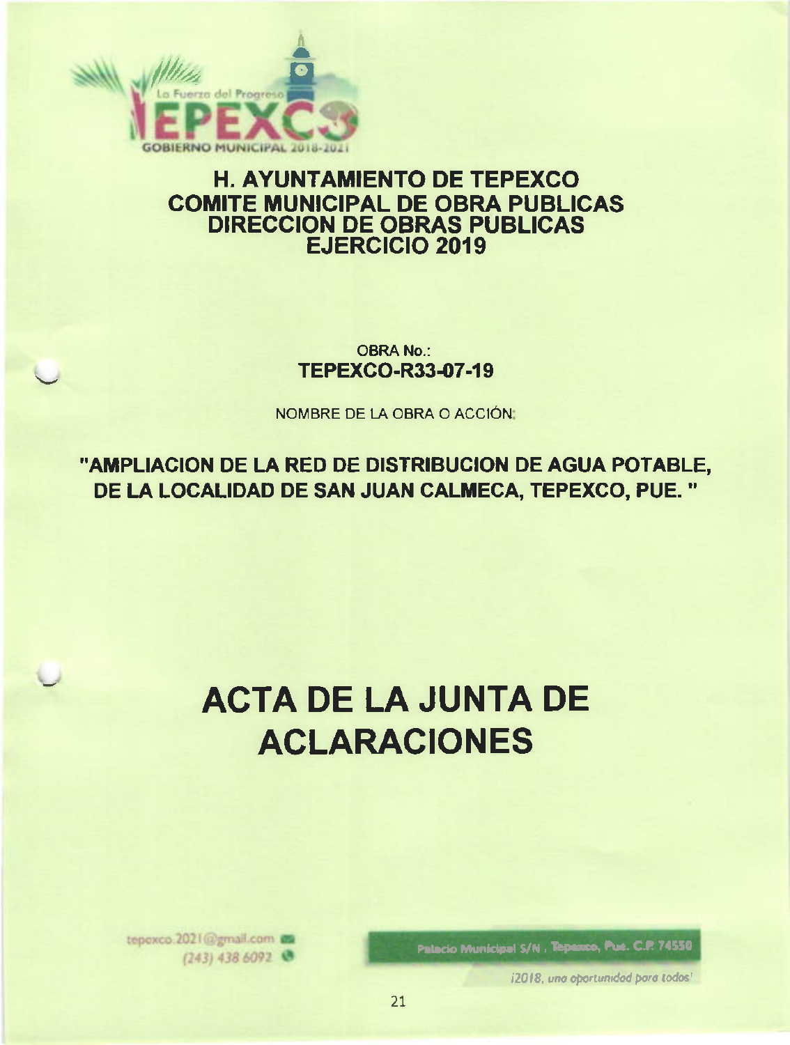La Fuerza del Progreso

TEPEXCO

GOBIERNO MUNICIPAL 2018-2021

## H. AYUNTAMIENTO DE TEPEXCO
## COMITE MUNICIPAL DE OBRA PUBLICAS
## DIRECCION DE OBRAS PUBLICAS
## EJERCICIO 2019

OBRA No.:

**TEPEXCO-R33-07-19**

NOMBRE DE LA OBRA O ACCIÓN:

**"AMPLIACION DE LA RED DE DISTRIBUCION DE AGUA POTABLE, DE LA LOCALIDAD DE SAN JUAN CALMECA, TEPEXCO, PUE. "**

# ACTA DE LA JUNTA DE ACLARACIONES

tepexco.2021@gmail.com

(243) 438 6092

Palacio Municipal S/N , Tepexco, Pue. C.P. 74550

*¡2018, una oportunidad para todos!*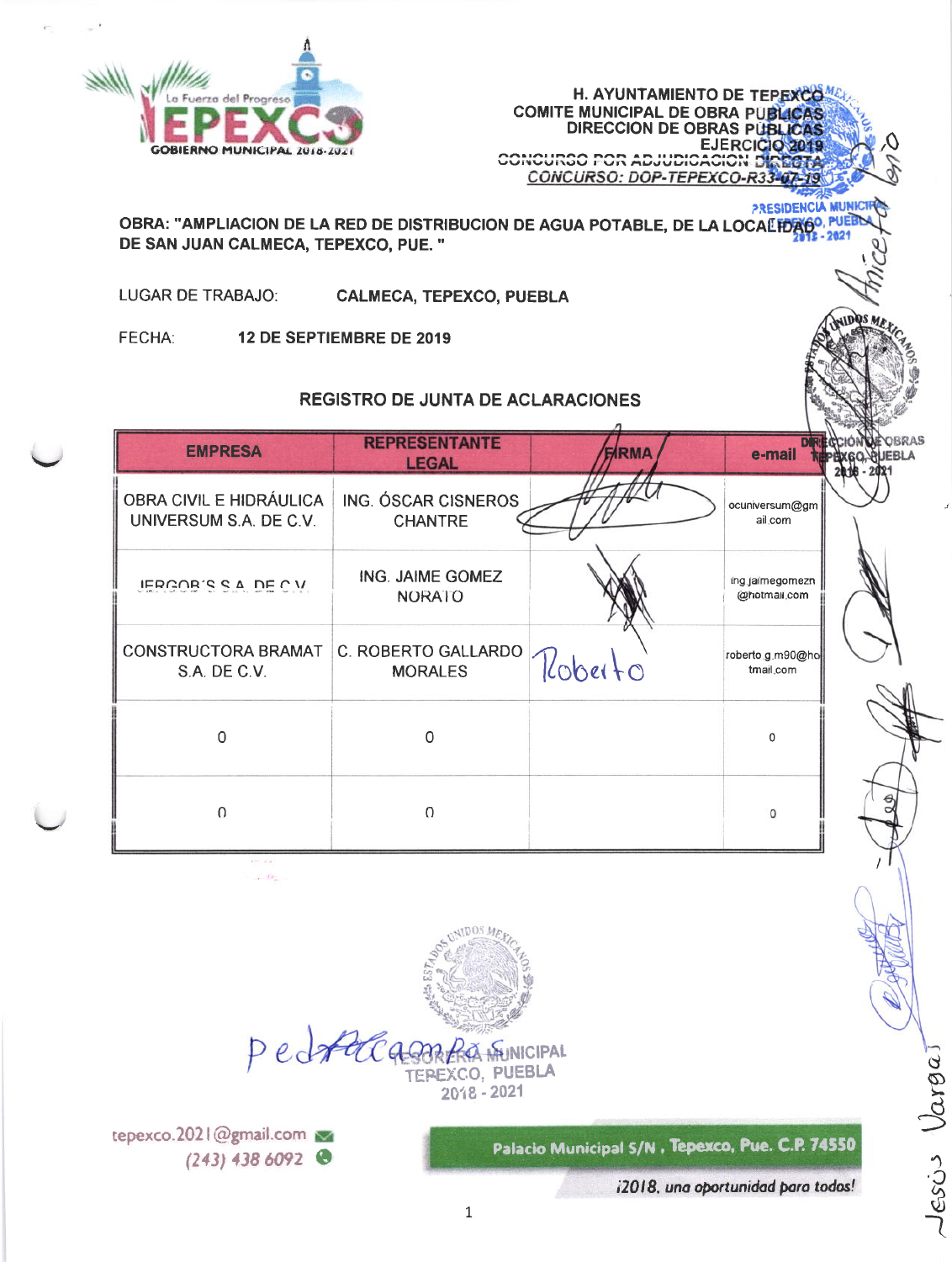H. AYUNTAMIENTO DE TEPEXCO
COMITE MUNICIPAL DE OBRA PUBLICAS
DIRECCION DE OBRAS PUBLICAS
EJERCICIO 2019
CONCURSO POR ADJUDICACION DIRECTA
*CONCURSO: DOP-TEPEXCO-R33-07-19*

**OBRA: "AMPLIACION DE LA RED DE DISTRIBUCION DE AGUA POTABLE, DE LA LOCALIDAD DE SAN JUAN CALMECA, TEPEXCO, PUE. "**

LUGAR DE TRABAJO: **CALMECA, TEPEXCO, PUEBLA**

FECHA: **12 DE SEPTIEMBRE DE 2019**

## REGISTRO DE JUNTA DE ACLARACIONES

| EMPRESA | REPRESENTANTE LEGAL | FIRMA | e-mail |
|---|---|---|---|
| OBRA CIVIL E HIDRÁULICA UNIVERSUM S.A. DE C.V. | ING. ÓSCAR CISNEROS CHANTRE | | ocuniversum@gmail.com |
| IERGOB´S S.A. DE C.V. | ING. JAIME GOMEZ NORATO | | ing.jaimegomezn@hotmail.com |
| CONSTRUCTORA BRAMAT S.A. DE C.V. | C. ROBERTO GALLARDO MORALES | Roberto | roberto.g.m90@hotmail.com |
| 0 | 0 | | 0 |
| 0 | 0 | | 0 |

TESORERIA MUNICIPAL
TEPEXCO, PUEBLA
2018 - 2021

tepexco.2021@gmail.com
(243) 438 6092

Palacio Municipal S/N , Tepexco, Pue. C.P. 74550

*¡2018, una oportunidad para todos!*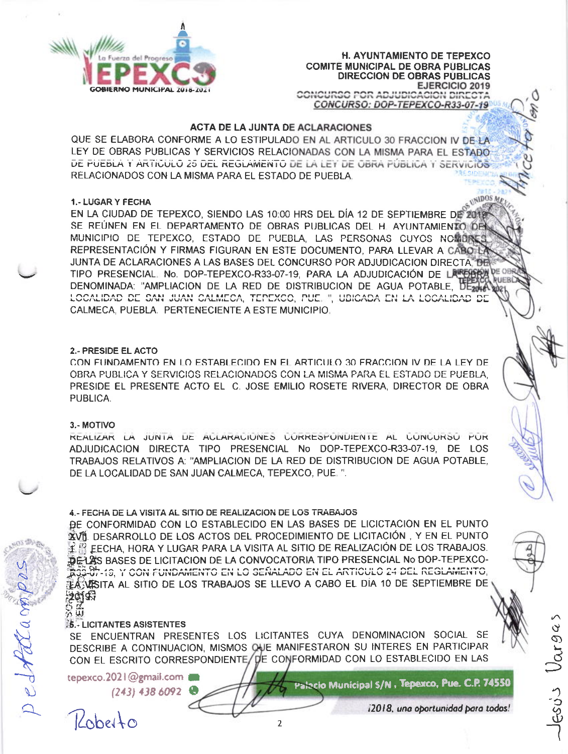H. AYUNTAMIENTO DE TEPEXCO
COMITE MUNICIPAL DE OBRA PUBLICAS
DIRECCION DE OBRAS PUBLICAS
EJERCICIO 2019
CONCURSO POR ADJUDICACION DIRECTA
CONCURSO: DOP-TEPEXCO-R33-07-19

## ACTA DE LA JUNTA DE ACLARACIONES

QUE SE ELABORA CONFORME A LO ESTIPULADO EN AL ARTICULO 30 FRACCION IV DE LA LEY DE OBRAS PUBLICAS Y SERVICIOS RELACIONADAS CON LA MISMA PARA EL ESTADO DE PUEBLA Y ARTICULO 25 DEL REGLAMENTO DE LA LEY DE OBRA PÚBLICA Y SERVICIOS RELACIONADOS CON LA MISMA PARA EL ESTADO DE PUEBLA.

**1.- LUGAR Y FECHA**

EN LA CIUDAD DE TEPEXCO, SIENDO LAS 10:00 HRS DEL DÍA 12 DE SEPTIEMBRE DE 2019 SE REÚNEN EN EL DEPARTAMENTO DE OBRAS PUBLICAS DEL H. AYUNTAMIENTO DEL MUNICIPIO DE TEPEXCO, ESTADO DE PUEBLA, LAS PERSONAS CUYOS NOMBRES, REPRESENTACIÓN Y FIRMAS FIGURAN EN ESTE DOCUMENTO, PARA LLEVAR A CABO LA JUNTA DE ACLARACIONES A LAS BASES DEL CONCURSO POR ADJUDICACION DIRECTA, DE TIPO PRESENCIAL. No. DOP-TEPEXCO-R33-07-19, PARA LA ADJUDICACIÓN DE LA OBRA DENOMINADA: "AMPLIACION DE LA RED DE DISTRIBUCION DE AGUA POTABLE, DE LA LOCALIDAD DE SAN JUAN CALMECA, TEPEXCO, PUE. ", UBICADA EN LA LOCALIDAD DE CALMECA, PUEBLA. PERTENECIENTE A ESTE MUNICIPIO.

**2.- PRESIDE EL ACTO**

CON FUNDAMENTO EN LO ESTABLECIDO EN EL ARTICULO 30 FRACCION IV DE LA LEY DE OBRA PUBLICA Y SERVICIOS RELACIONADOS CON LA MISMA PARA EL ESTADO DE PUEBLA, PRESIDE EL PRESENTE ACTO EL C. JOSE EMILIO ROSETE RIVERA, DIRECTOR DE OBRA PUBLICA.

**3.- MOTIVO**

REALIZAR LA JUNTA DE ACLARACIONES CORRESPONDIENTE AL CONCURSO POR ADJUDICACION DIRECTA TIPO PRESENCIAL No DOP-TEPEXCO-R33-07-19, DE LOS TRABAJOS RELATIVOS A: "AMPLIACION DE LA RED DE DISTRIBUCION DE AGUA POTABLE, DE LA LOCALIDAD DE SAN JUAN CALMECA, TEPEXCO, PUE. ".

**4.- FECHA DE LA VISITA AL SITIO DE REALIZACION DE LOS TRABAJOS**

DE CONFORMIDAD CON LO ESTABLECIDO EN LAS BASES DE LICICTACION EN EL PUNTO XVII. DESARROLLO DE LOS ACTOS DEL PROCEDIMIENTO DE LICITACIÓN , Y EN EL PUNTO 1.- FECHA, HORA Y LUGAR PARA LA VISITA AL SITIO DE REALIZACIÓN DE LOS TRABAJOS. DE LAS BASES DE LICITACION DE LA CONVOCATORIA TIPO PRESENCIAL No DOP-TEPEXCO-R33-07-19, Y CON FUNDAMENTO EN LO SEÑALADO EN EL ARTICULO 24 DEL REGLAMENTO, LA VISITA AL SITIO DE LOS TRABAJOS SE LLEVO A CABO EL DIA 10 DE SEPTIEMBRE DE 2019.

**5.- LICITANTES ASISTENTES**

SE ENCUENTRAN PRESENTES LOS LICITANTES CUYA DENOMINACION SOCIAL SE DESCRIBE A CONTINUACION, MISMOS QUE MANIFESTARON SU INTERES EN PARTICIPAR CON EL ESCRITO CORRESPONDIENTE, DE CONFORMIDAD CON LO ESTABLECIDO EN LAS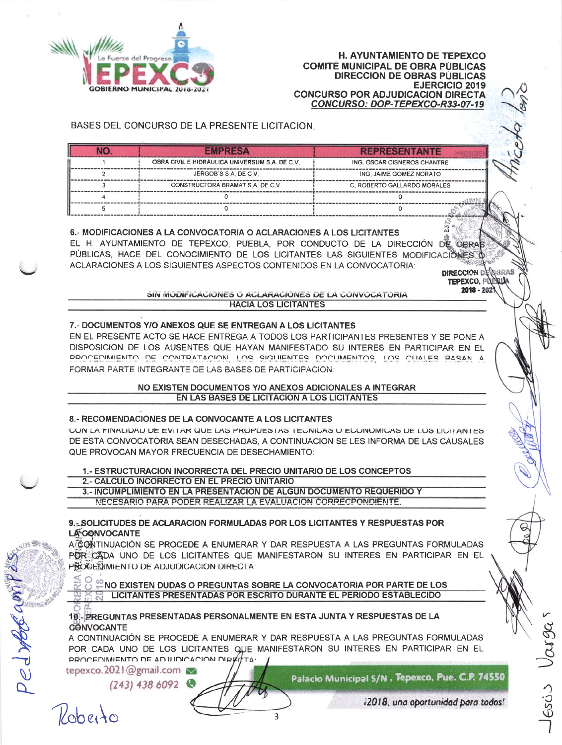H. AYUNTAMIENTO DE TEPEXCO
COMITÉ MUNICIPAL DE OBRA PÚBLICAS
DIRECCION DE OBRAS PÚBLICAS
EJERCICIO 2019
CONCURSO POR ADJUDICACION DIRECTA
***CONCURSO: DOP-TEPEXCO-R33-07-19***

BASES DEL CONCURSO DE LA PRESENTE LICITACION.

| NO. | EMPRESA | REPRESENTANTE |
|---|---|---|
| 1 | OBRA CIVIL E HIDRÁULICA UNIVERSUM S.A. DE C.V. | ING. OSCAR CISNEROS CHANTRE |
| 2 | JERGOB'S S.A. DE C.V. | ING. JAIME GOMEZ NORATO |
| 3 | CONSTRUCTORA BRAMAT S.A. DE C.V. | C. ROBERTO GALLARDO MORALES |
| 4 | 0 | 0 |
| 5 | 0 | 0 |

**6.- MODIFICACIONES A LA CONVOCATORIA O ACLARACIONES A LOS LICITANTES**

EL H. AYUNTAMIENTO DE TEPEXCO, PUEBLA, POR CONDUCTO DE LA DIRECCIÓN DE OBRAS PÚBLICAS, HACE DEL CONOCIMIENTO DE LOS LICITANTES LAS SIGUIENTES MODIFICACIONES O ACLARACIONES A LOS SIGUIENTES ASPECTOS CONTENIDOS EN LA CONVOCATORIA:

**SIN MODIFICACIONES O ACLARACIONES DE LA CONVOCATORIA HACIA LOS LICITANTES**

**7.- DOCUMENTOS Y/O ANEXOS QUE SE ENTREGAN A LOS LICITANTES**

EN EL PRESENTE ACTO SE HACE ENTREGA A TODOS LOS PARTICIPANTES PRESENTES Y SE PONE A DISPOSICION DE LOS AUSENTES QUE HAYAN MANIFESTADO SU INTERES EN PARTICIPAR EN EL PROCEDIMIENTO DE CONTRATACION, LOS SIGUIENTES DOCUMENTOS, LOS CUALES PASAN A FORMAR PARTE INTEGRANTE DE LAS BASES DE PARTICIPACION:

**NO EXISTEN DOCUMENTOS Y/O ANEXOS ADICIONALES A INTEGRAR EN LAS BASES DE LICITACION A LOS LICITANTES**

**8.- RECOMENDACIONES DE LA CONVOCANTE A LOS LICITANTES**

CON LA FINALIDAD DE EVITAR QUE LAS PROPUESTAS TECNICAS O ECONOMICAS DE LOS LICITANTES DE ESTA CONVOCATORIA SEAN DESECHADAS, A CONTINUACION SE LES INFORMA DE LAS CAUSALES QUE PROVOCAN MAYOR FRECUENCIA DE DESECHAMIENTO:

**1.- ESTRUCTURACION INCORRECTA DEL PRECIO UNITARIO DE LOS CONCEPTOS**
**2.- CALCULO INCORRECTO EN EL PRECIO UNITARIO**
**3.- INCUMPLIMIENTO EN LA PRESENTACION DE ALGUN DOCUMENTO REQUERIDO Y NECESARIO PARA PODER REALIZAR LA EVALUACION CORRECPONDIENTE.**

**9.- SOLICITUDES DE ACLARACION FORMULADAS POR LOS LICITANTES Y RESPUESTAS POR LA CONVOCANTE**

A CONTINUACIÓN SE PROCEDE A ENUMERAR Y DAR RESPUESTA A LAS PREGUNTAS FORMULADAS POR CADA UNO DE LOS LICITANTES QUE MANIFESTARON SU INTERES EN PARTICIPAR EN EL PROCEDIMIENTO DE ADJUDICACION DIRECTA:

**NO EXISTEN DUDAS O PREGUNTAS SOBRE LA CONVOCATORIA POR PARTE DE LOS LICITANTES PRESENTADAS POR ESCRITO DURANTE EL PERIODO ESTABLECIDO**

**10.- PREGUNTAS PRESENTADAS PERSONALMENTE EN ESTA JUNTA Y RESPUESTAS DE LA CONVOCANTE**

A CONTINUACIÓN SE PROCEDE A ENUMERAR Y DAR RESPUESTA A LAS PREGUNTAS FORMULADAS POR CADA UNO DE LOS LICITANTES QUE MANIFESTARON SU INTERES EN PARTICIPAR EN EL PROCEDIMIENTO DE ADJUDICACION DIRECTA: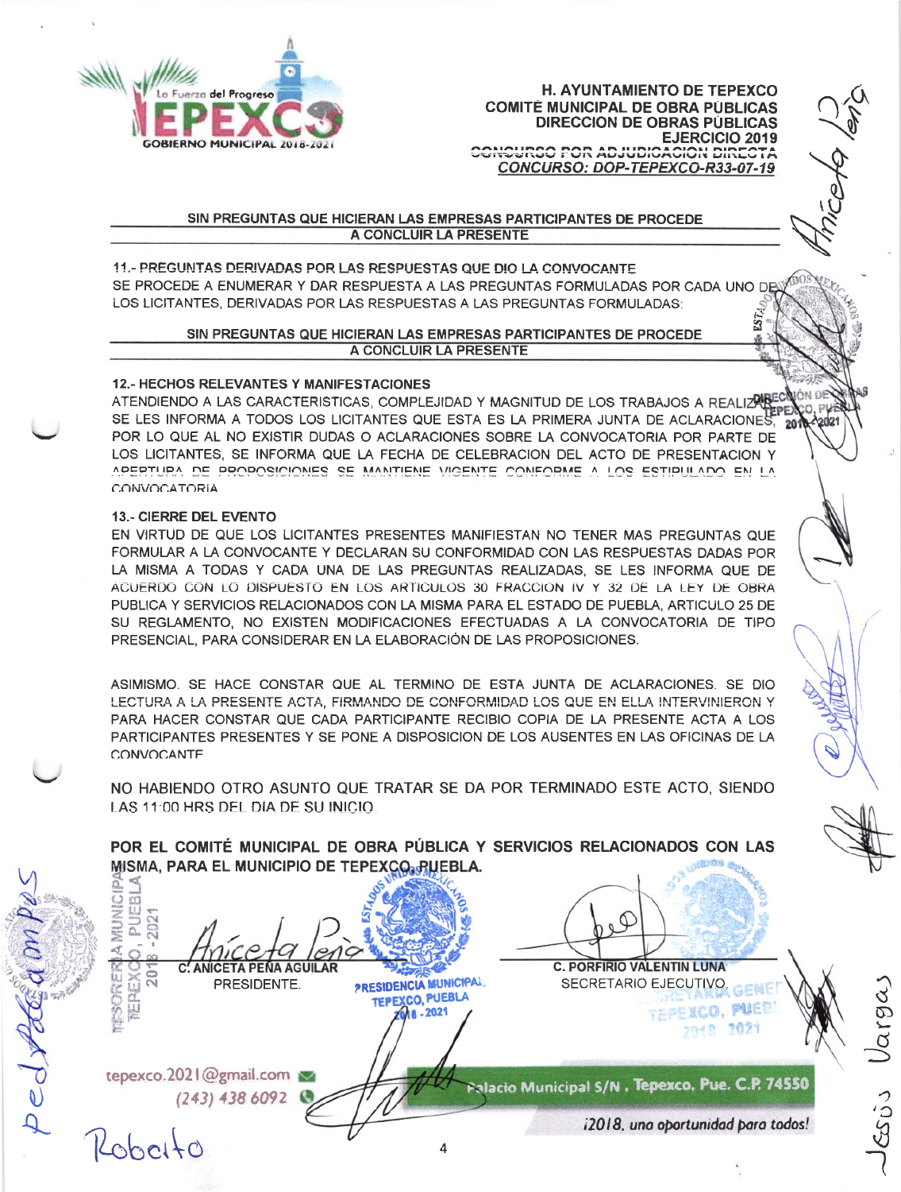H. AYUNTAMIENTO DE TEPEXCO
COMITÉ MUNICIPAL DE OBRA PÚBLICAS
DIRECCION DE OBRAS PÚBLICAS
EJERCICIO 2019
CONCURSO POR ADJUDICACION DIRECTA
*CONCURSO: DOP-TEPEXCO-R33-07-19*

**SIN PREGUNTAS QUE HICIERAN LAS EMPRESAS PARTICIPANTES DE PROCEDE A CONCLUIR LA PRESENTE**

11.- PREGUNTAS DERIVADAS POR LAS RESPUESTAS QUE DIO LA CONVOCANTE
SE PROCEDE A ENUMERAR Y DAR RESPUESTA A LAS PREGUNTAS FORMULADAS POR CADA UNO DE LOS LICITANTES, DERIVADAS POR LAS RESPUESTAS A LAS PREGUNTAS FORMULADAS:

**SIN PREGUNTAS QUE HICIERAN LAS EMPRESAS PARTICIPANTES DE PROCEDE A CONCLUIR LA PRESENTE**

**12.- HECHOS RELEVANTES Y MANIFESTACIONES**
ATENDIENDO A LAS CARACTERISTICAS, COMPLEJIDAD Y MAGNITUD DE LOS TRABAJOS A REALIZAR SE LES INFORMA A TODOS LOS LICITANTES QUE ESTA ES LA PRIMERA JUNTA DE ACLARACIONES, POR LO QUE AL NO EXISTIR DUDAS O ACLARACIONES SOBRE LA CONVOCATORIA POR PARTE DE LOS LICITANTES, SE INFORMA QUE LA FECHA DE CELEBRACION DEL ACTO DE PRESENTACION Y APERTURA DE PROPOSICIONES SE MANTIENE VIGENTE CONFORME A LOS ESTIPULADO EN LA CONVOCATORIA.

**13.- CIERRE DEL EVENTO**
EN VIRTUD DE QUE LOS LICITANTES PRESENTES MANIFIESTAN NO TENER MAS PREGUNTAS QUE FORMULAR A LA CONVOCANTE Y DECLARAN SU CONFORMIDAD CON LAS RESPUESTAS DADAS POR LA MISMA A TODAS Y CADA UNA DE LAS PREGUNTAS REALIZADAS, SE LES INFORMA QUE DE ACUERDO CON LO DISPUESTO EN LOS ARTICULOS 30 FRACCION IV Y 32 DE LA LEY DE OBRA PUBLICA Y SERVICIOS RELACIONADOS CON LA MISMA PARA EL ESTADO DE PUEBLA, ARTICULO 25 DE SU REGLAMENTO, NO EXISTEN MODIFICACIONES EFECTUADAS A LA CONVOCATORIA DE TIPO PRESENCIAL, PARA CONSIDERAR EN LA ELABORACIÓN DE LAS PROPOSICIONES.

ASIMISMO. SE HACE CONSTAR QUE AL TERMINO DE ESTA JUNTA DE ACLARACIONES. SE DIO LECTURA A LA PRESENTE ACTA, FIRMANDO DE CONFORMIDAD LOS QUE EN ELLA INTERVINIERON Y PARA HACER CONSTAR QUE CADA PARTICIPANTE RECIBIO COPIA DE LA PRESENTE ACTA A LOS PARTICIPANTES PRESENTES Y SE PONE A DISPOSICION DE LOS AUSENTES EN LAS OFICINAS DE LA CONVOCANTE

NO HABIENDO OTRO ASUNTO QUE TRATAR SE DA POR TERMINADO ESTE ACTO, SIENDO LAS 11:00 HRS DEL DIA DE SU INICIO.

**POR EL COMITÉ MUNICIPAL DE OBRA PÚBLICA Y SERVICIOS RELACIONADOS CON LAS MISMA, PARA EL MUNICIPIO DE TEPEXCO, PUEBLA.**

| | |
|---|---|
| **C. ANICETA PEÑA AGUILAR** | **C. PORFIRIO VALENTIN LUNA** |
| PRESIDENTE. | SECRETARIO EJECUTIVO. |

tepexco.2021@gmail.com
(243) 438 6092
Palacio Municipal S/N . Tepexco, Pue. C.P. 74550
*¡2018, una oportunidad para todos!*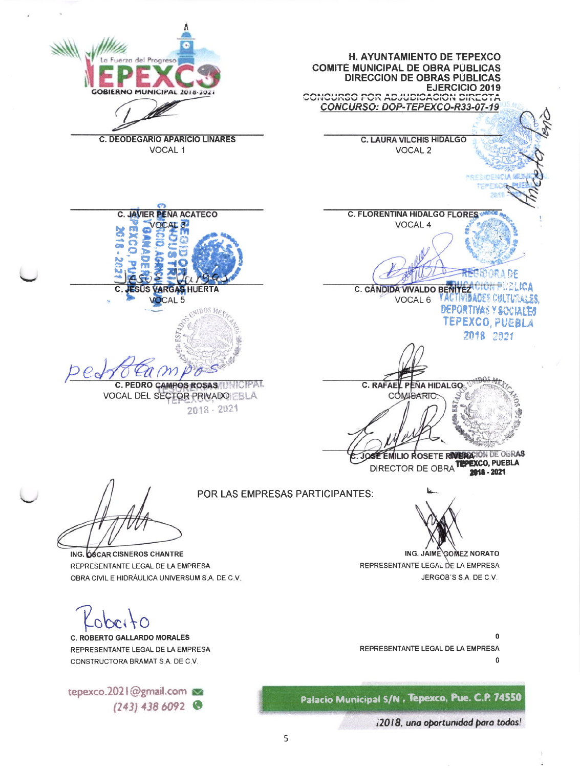LA Fuerza del Progreso
TEPEXCO
GOBIERNO MUNICIPAL 2018-2021

**H. AYUNTAMIENTO DE TEPEXCO**
**COMITÉ MUNICIPAL DE OBRA PUBLICAS**
**DIRECCION DE OBRAS PUBLICAS**
**EJERCICIO 2019**
**CONCURSO POR ADJUDICACION DIRECTA**
***CONCURSO: DOP-TEPEXCO-R33-07-19***

**C. DEODEGARIO APARICIO LINARES**
VOCAL 1

**C. LAURA VILCHIS HIDALGO**
VOCAL 2

**C. JAVIER PEÑA ACATECO**
VOCAL 3

**C. FLORENTINA HIDALGO FLORES**
VOCAL 4

**C. JESÚS VARGAS HUERTA**
VOCAL 5

**C. CÁNDIDA VIVALDO BENITEZ**
VOCAL 6

**C. PEDRO CAMPOS ROSAS**
VOCAL DEL SECTOR PRIVADO

**C. RAFAEL PEÑA HIDALGO**
COMISARIO

**C. JOSÉ EMILIO ROSETE RIVERA**
DIRECTOR DE OBRA

POR LAS EMPRESAS PARTICIPANTES:

**ING. ÓSCAR CISNEROS CHANTRE**
REPRESENTANTE LEGAL DE LA EMPRESA
OBRA CIVIL E HIDRÁULICA UNIVERSUM S.A. DE C.V.

**ING. JAIME GOMEZ NORATO**
REPRESENTANTE LEGAL DE LA EMPRESA
JERGOB'S S.A. DE C.V.

**C. ROBERTO GALLARDO MORALES**
REPRESENTANTE LEGAL DE LA EMPRESA
CONSTRUCTORA BRAMAT S.A. DE C.V.

**0**
REPRESENTANTE LEGAL DE LA EMPRESA
0

tepexco.2021@gmail.com
(243) 438 6092

Palacio Municipal S/N, Tepexco, Pue. C.P. 74550

*¡2018, una oportunidad para todos!*